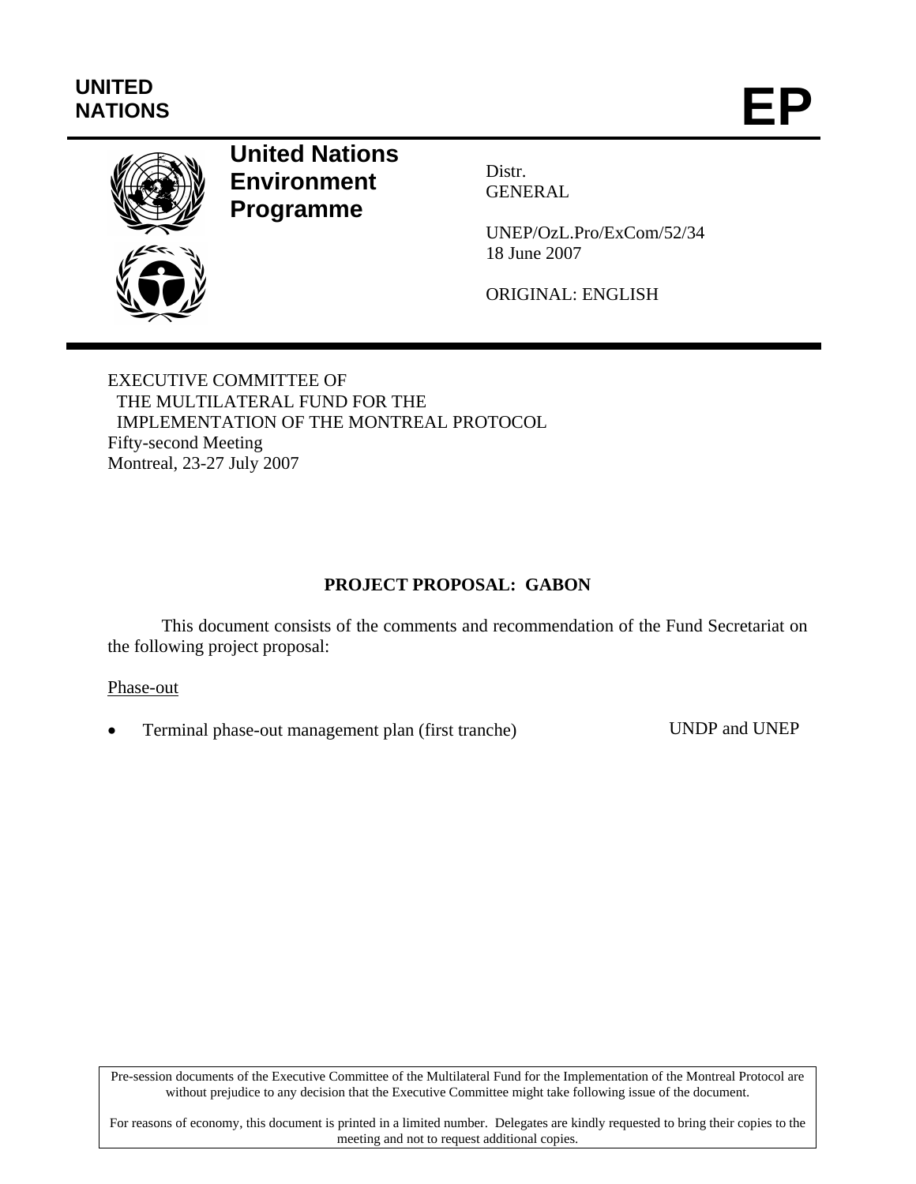UNITED NATIONS

# EP

**United Nations Environment Programme**

Distr.
GENERAL

UNEP/OzL.Pro/ExCom/52/34
18 June 2007

ORIGINAL: ENGLISH

EXECUTIVE COMMITTEE OF
THE MULTILATERAL FUND FOR THE
IMPLEMENTATION OF THE MONTREAL PROTOCOL
Fifty-second Meeting
Montreal, 23-27 July 2007

## PROJECT PROPOSAL: GABON

This document consists of the comments and recommendation of the Fund Secretariat on the following project proposal:

Phase-out

- Terminal phase-out management plan (first tranche) UNDP and UNEP

Pre-session documents of the Executive Committee of the Multilateral Fund for the Implementation of the Montreal Protocol are without prejudice to any decision that the Executive Committee might take following issue of the document.

For reasons of economy, this document is printed in a limited number. Delegates are kindly requested to bring their copies to the meeting and not to request additional copies.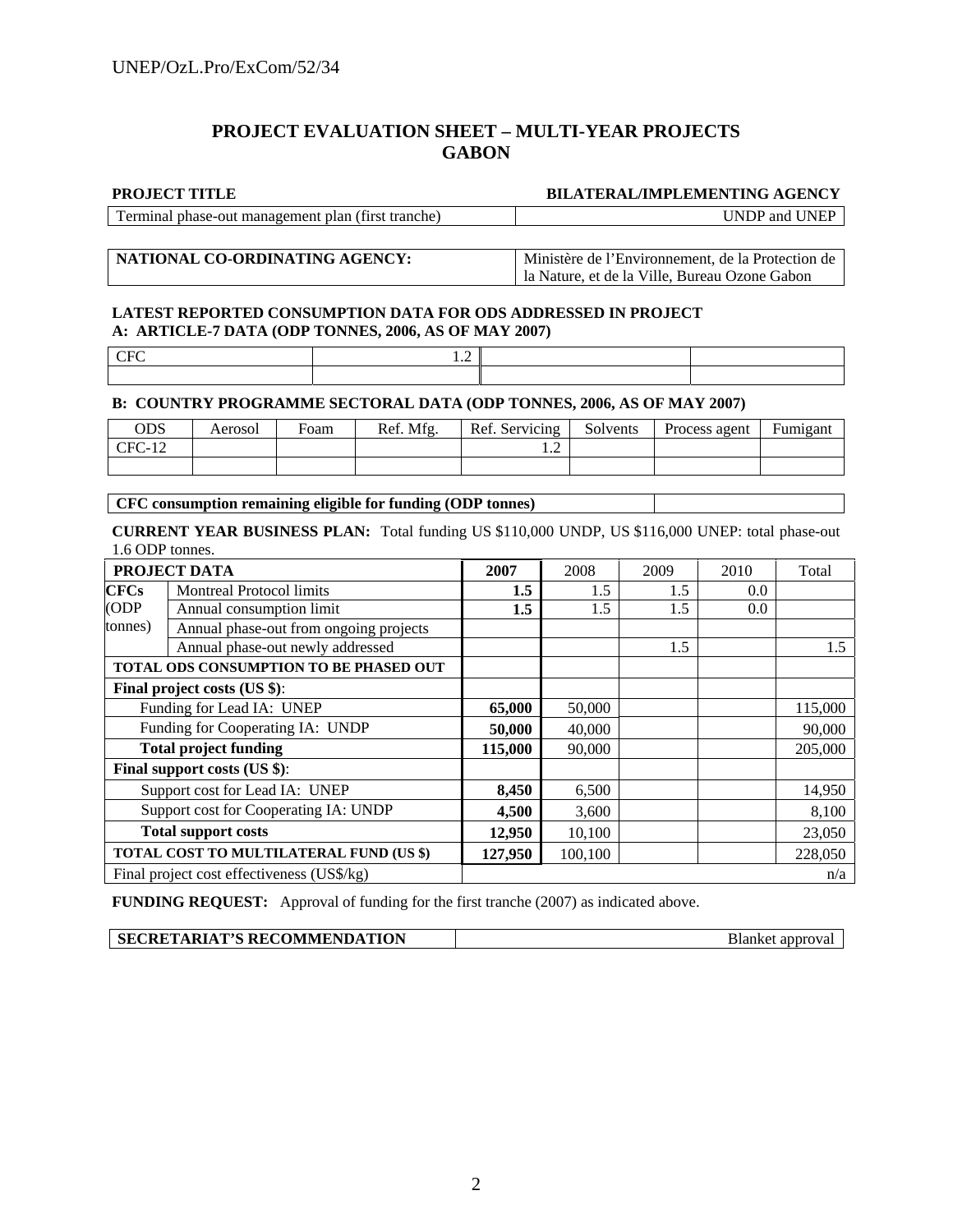# PROJECT EVALUATION SHEET – MULTI-YEAR PROJECTS
# GABON

| PROJECT TITLE | BILATERAL/IMPLEMENTING AGENCY |
|---|---|
| Terminal phase-out management plan (first tranche) | UNDP and UNEP |

| NATIONAL CO-ORDINATING AGENCY: | Ministère de l'Environnement, de la Protection de la Nature, et de la Ville, Bureau Ozone Gabon |
|---|---|

**LATEST REPORTED CONSUMPTION DATA FOR ODS ADDRESSED IN PROJECT**
**A: ARTICLE-7 DATA (ODP TONNES, 2006, AS OF MAY 2007)**

| CFC | 1.2 | | |
|---|---|---|---|
| | | | |

**B: COUNTRY PROGRAMME SECTORAL DATA (ODP TONNES, 2006, AS OF MAY 2007)**

| ODS | Aerosol | Foam | Ref. Mfg. | Ref. Servicing | Solvents | Process agent | Fumigant |
|---|---|---|---|---|---|---|---|
| CFC-12 | | | | 1.2 | | | |
| | | | | | | | |

| CFC consumption remaining eligible for funding (ODP tonnes) | |
|---|---|

**CURRENT YEAR BUSINESS PLAN:** Total funding US $110,000 UNDP, US $116,000 UNEP: total phase-out 1.6 ODP tonnes.

| PROJECT DATA | | 2007 | 2008 | 2009 | 2010 | Total |
|---|---|---|---|---|---|---|
| **CFCs** (ODP tonnes) | Montreal Protocol limits | **1.5** | 1.5 | 1.5 | 0.0 | |
| | Annual consumption limit | **1.5** | 1.5 | 1.5 | 0.0 | |
| | Annual phase-out from ongoing projects | | | | | |
| | Annual phase-out newly addressed | | | 1.5 | | 1.5 |
| **TOTAL ODS CONSUMPTION TO BE PHASED OUT** | | | | | | |
| **Final project costs (US $)**: | | | | | | |
| Funding for Lead IA: UNEP | | **65,000** | 50,000 | | | 115,000 |
| Funding for Cooperating IA: UNDP | | **50,000** | 40,000 | | | 90,000 |
| **Total project funding** | | **115,000** | 90,000 | | | 205,000 |
| **Final support costs (US $)**: | | | | | | |
| Support cost for Lead IA: UNEP | | **8,450** | 6,500 | | | 14,950 |
| Support cost for Cooperating IA: UNDP | | **4,500** | 3,600 | | | 8,100 |
| **Total support costs** | | **12,950** | 10,100 | | | 23,050 |
| **TOTAL COST TO MULTILATERAL FUND (US $)** | | **127,950** | 100,100 | | | 228,050 |
| Final project cost effectiveness (US$/kg) | | | | | | n/a |

**FUNDING REQUEST:** Approval of funding for the first tranche (2007) as indicated above.

| SECRETARIAT'S RECOMMENDATION | Blanket approval |
|---|---|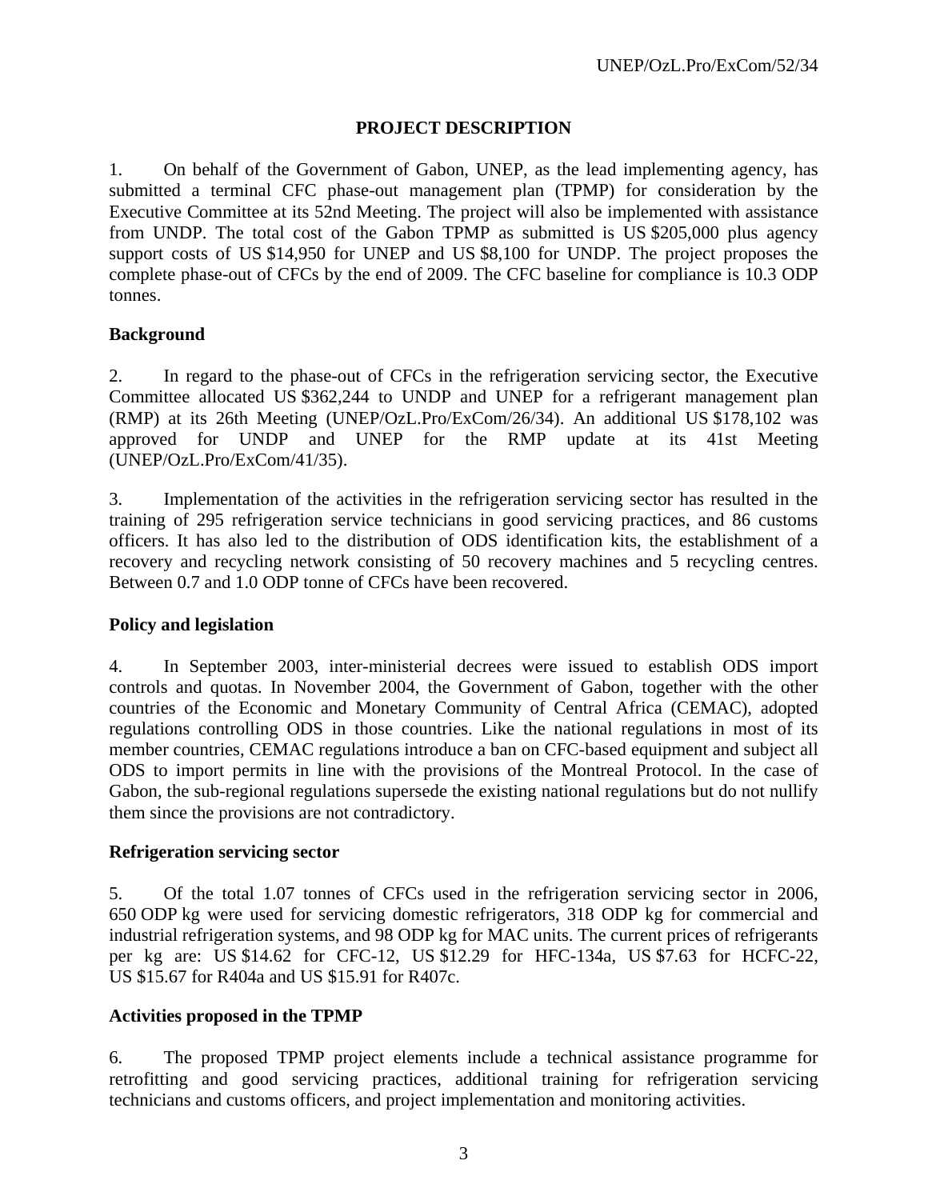## PROJECT DESCRIPTION

1. On behalf of the Government of Gabon, UNEP, as the lead implementing agency, has submitted a terminal CFC phase-out management plan (TPMP) for consideration by the Executive Committee at its 52nd Meeting. The project will also be implemented with assistance from UNDP. The total cost of the Gabon TPMP as submitted is US $205,000 plus agency support costs of US $14,950 for UNEP and US $8,100 for UNDP. The project proposes the complete phase-out of CFCs by the end of 2009. The CFC baseline for compliance is 10.3 ODP tonnes.

### Background

2. In regard to the phase-out of CFCs in the refrigeration servicing sector, the Executive Committee allocated US $362,244 to UNDP and UNEP for a refrigerant management plan (RMP) at its 26th Meeting (UNEP/OzL.Pro/ExCom/26/34). An additional US $178,102 was approved for UNDP and UNEP for the RMP update at its 41st Meeting (UNEP/OzL.Pro/ExCom/41/35).

3. Implementation of the activities in the refrigeration servicing sector has resulted in the training of 295 refrigeration service technicians in good servicing practices, and 86 customs officers. It has also led to the distribution of ODS identification kits, the establishment of a recovery and recycling network consisting of 50 recovery machines and 5 recycling centres. Between 0.7 and 1.0 ODP tonne of CFCs have been recovered.

### Policy and legislation

4. In September 2003, inter-ministerial decrees were issued to establish ODS import controls and quotas. In November 2004, the Government of Gabon, together with the other countries of the Economic and Monetary Community of Central Africa (CEMAC), adopted regulations controlling ODS in those countries. Like the national regulations in most of its member countries, CEMAC regulations introduce a ban on CFC-based equipment and subject all ODS to import permits in line with the provisions of the Montreal Protocol. In the case of Gabon, the sub-regional regulations supersede the existing national regulations but do not nullify them since the provisions are not contradictory.

### Refrigeration servicing sector

5. Of the total 1.07 tonnes of CFCs used in the refrigeration servicing sector in 2006, 650 ODP kg were used for servicing domestic refrigerators, 318 ODP kg for commercial and industrial refrigeration systems, and 98 ODP kg for MAC units. The current prices of refrigerants per kg are: US $14.62 for CFC-12, US $12.29 for HFC-134a, US $7.63 for HCFC-22, US $15.67 for R404a and US $15.91 for R407c.

### Activities proposed in the TPMP

6. The proposed TPMP project elements include a technical assistance programme for retrofitting and good servicing practices, additional training for refrigeration servicing technicians and customs officers, and project implementation and monitoring activities.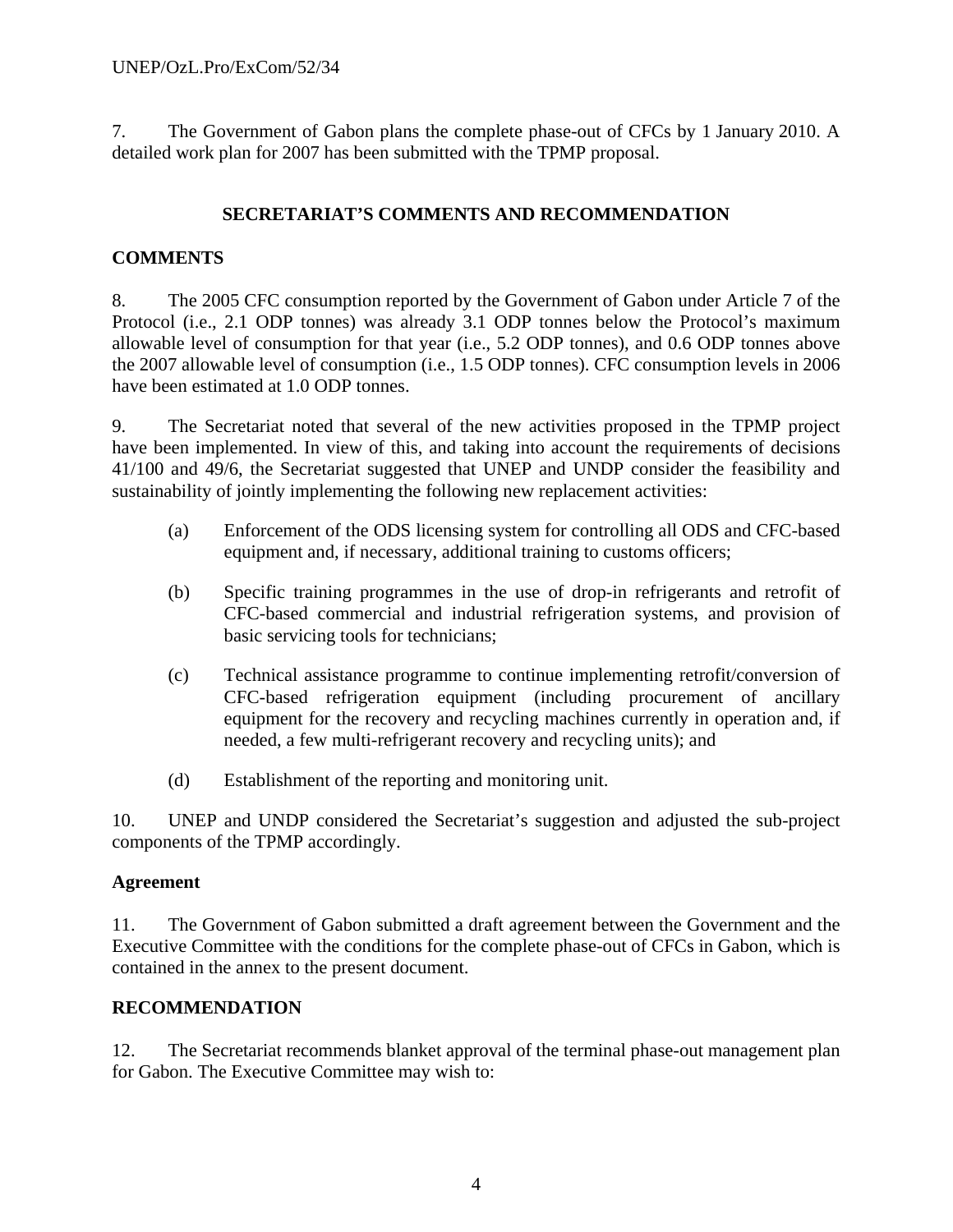7. The Government of Gabon plans the complete phase-out of CFCs by 1 January 2010. A detailed work plan for 2007 has been submitted with the TPMP proposal.

## SECRETARIAT'S COMMENTS AND RECOMMENDATION

### COMMENTS

8. The 2005 CFC consumption reported by the Government of Gabon under Article 7 of the Protocol (i.e., 2.1 ODP tonnes) was already 3.1 ODP tonnes below the Protocol's maximum allowable level of consumption for that year (i.e., 5.2 ODP tonnes), and 0.6 ODP tonnes above the 2007 allowable level of consumption (i.e., 1.5 ODP tonnes). CFC consumption levels in 2006 have been estimated at 1.0 ODP tonnes.

9. The Secretariat noted that several of the new activities proposed in the TPMP project have been implemented. In view of this, and taking into account the requirements of decisions 41/100 and 49/6, the Secretariat suggested that UNEP and UNDP consider the feasibility and sustainability of jointly implementing the following new replacement activities:

(a) Enforcement of the ODS licensing system for controlling all ODS and CFC-based equipment and, if necessary, additional training to customs officers;

(b) Specific training programmes in the use of drop-in refrigerants and retrofit of CFC-based commercial and industrial refrigeration systems, and provision of basic servicing tools for technicians;

(c) Technical assistance programme to continue implementing retrofit/conversion of CFC-based refrigeration equipment (including procurement of ancillary equipment for the recovery and recycling machines currently in operation and, if needed, a few multi-refrigerant recovery and recycling units); and

(d) Establishment of the reporting and monitoring unit.

10. UNEP and UNDP considered the Secretariat's suggestion and adjusted the sub-project components of the TPMP accordingly.

### Agreement

11. The Government of Gabon submitted a draft agreement between the Government and the Executive Committee with the conditions for the complete phase-out of CFCs in Gabon, which is contained in the annex to the present document.

### RECOMMENDATION

12. The Secretariat recommends blanket approval of the terminal phase-out management plan for Gabon. The Executive Committee may wish to: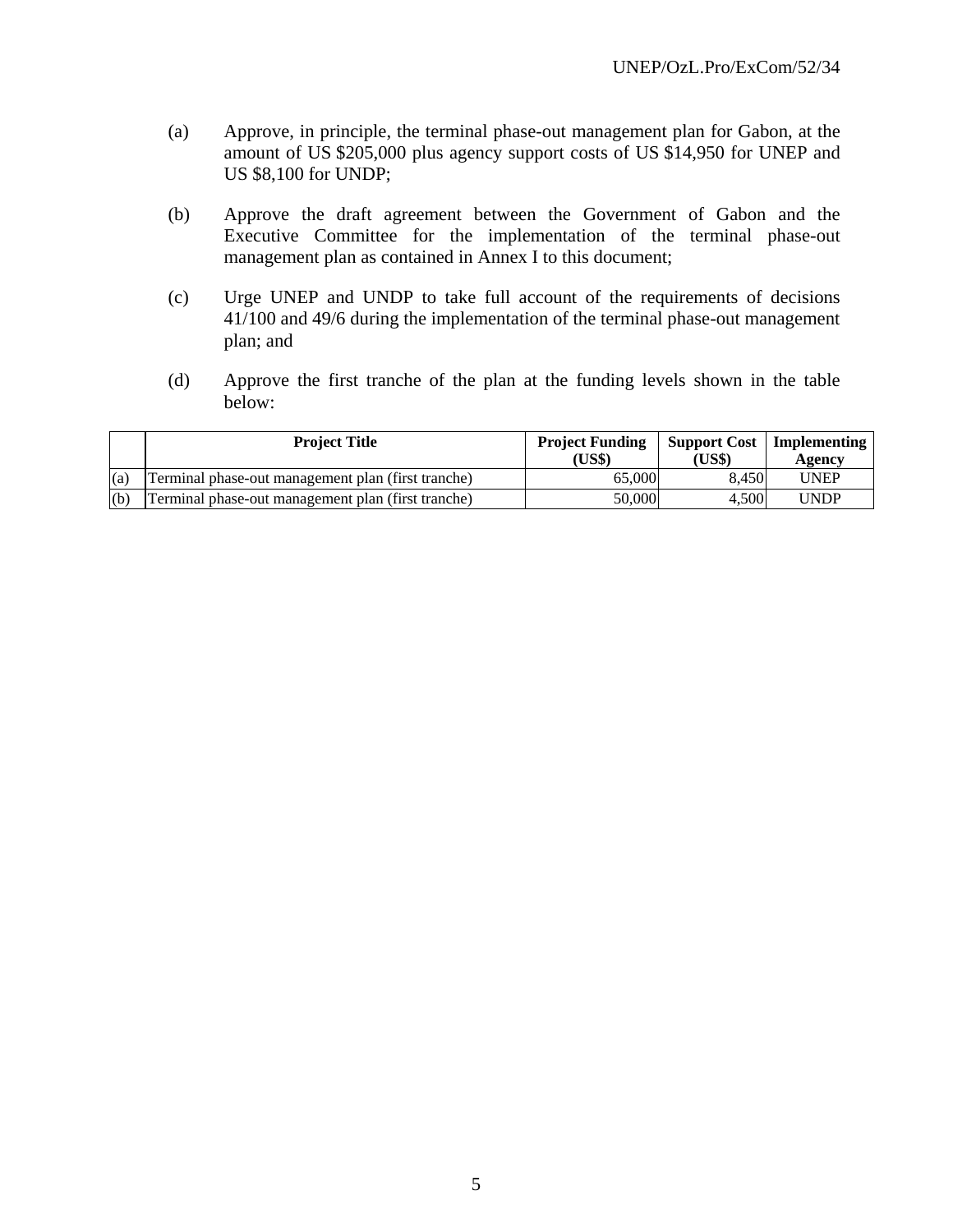(a) Approve, in principle, the terminal phase-out management plan for Gabon, at the amount of US $205,000 plus agency support costs of US $14,950 for UNEP and US $8,100 for UNDP;

(b) Approve the draft agreement between the Government of Gabon and the Executive Committee for the implementation of the terminal phase-out management plan as contained in Annex I to this document;

(c) Urge UNEP and UNDP to take full account of the requirements of decisions 41/100 and 49/6 during the implementation of the terminal phase-out management plan; and

(d) Approve the first tranche of the plan at the funding levels shown in the table below:

| | Project Title | Project Funding (US$) | Support Cost (US$) | Implementing Agency |
|---|---|---|---|---|
| (a) | Terminal phase-out management plan (first tranche) | 65,000 | 8,450 | UNEP |
| (b) | Terminal phase-out management plan (first tranche) | 50,000 | 4,500 | UNDP |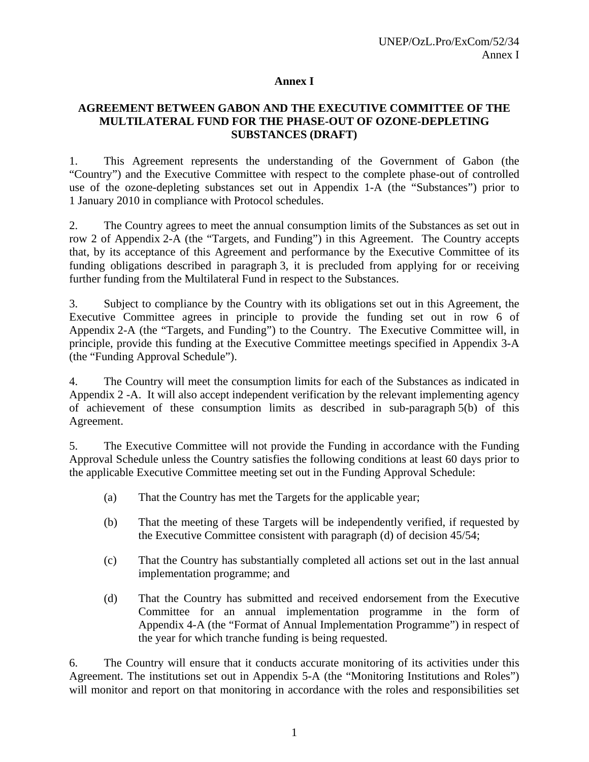# Annex I

## AGREEMENT BETWEEN GABON AND THE EXECUTIVE COMMITTEE OF THE MULTILATERAL FUND FOR THE PHASE-OUT OF OZONE-DEPLETING SUBSTANCES (DRAFT)

1. This Agreement represents the understanding of the Government of Gabon (the "Country") and the Executive Committee with respect to the complete phase-out of controlled use of the ozone-depleting substances set out in Appendix 1-A (the "Substances") prior to 1 January 2010 in compliance with Protocol schedules.

2. The Country agrees to meet the annual consumption limits of the Substances as set out in row 2 of Appendix 2-A (the "Targets, and Funding") in this Agreement. The Country accepts that, by its acceptance of this Agreement and performance by the Executive Committee of its funding obligations described in paragraph 3, it is precluded from applying for or receiving further funding from the Multilateral Fund in respect to the Substances.

3. Subject to compliance by the Country with its obligations set out in this Agreement, the Executive Committee agrees in principle to provide the funding set out in row 6 of Appendix 2-A (the "Targets, and Funding") to the Country. The Executive Committee will, in principle, provide this funding at the Executive Committee meetings specified in Appendix 3-A (the "Funding Approval Schedule").

4. The Country will meet the consumption limits for each of the Substances as indicated in Appendix 2 -A. It will also accept independent verification by the relevant implementing agency of achievement of these consumption limits as described in sub-paragraph 5(b) of this Agreement.

5. The Executive Committee will not provide the Funding in accordance with the Funding Approval Schedule unless the Country satisfies the following conditions at least 60 days prior to the applicable Executive Committee meeting set out in the Funding Approval Schedule:

   (a) That the Country has met the Targets for the applicable year;

   (b) That the meeting of these Targets will be independently verified, if requested by the Executive Committee consistent with paragraph (d) of decision 45/54;

   (c) That the Country has substantially completed all actions set out in the last annual implementation programme; and

   (d) That the Country has submitted and received endorsement from the Executive Committee for an annual implementation programme in the form of Appendix 4-A (the "Format of Annual Implementation Programme") in respect of the year for which tranche funding is being requested.

6. The Country will ensure that it conducts accurate monitoring of its activities under this Agreement. The institutions set out in Appendix 5-A (the "Monitoring Institutions and Roles") will monitor and report on that monitoring in accordance with the roles and responsibilities set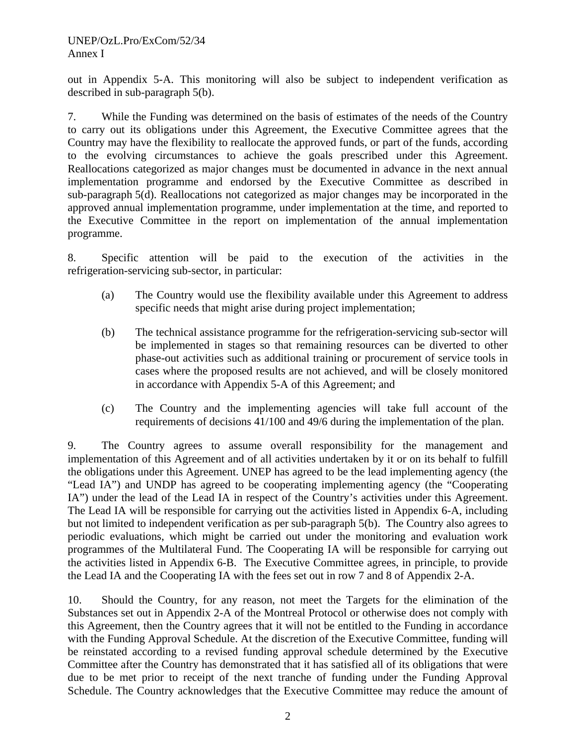out in Appendix 5-A. This monitoring will also be subject to independent verification as described in sub-paragraph 5(b).

7. While the Funding was determined on the basis of estimates of the needs of the Country to carry out its obligations under this Agreement, the Executive Committee agrees that the Country may have the flexibility to reallocate the approved funds, or part of the funds, according to the evolving circumstances to achieve the goals prescribed under this Agreement. Reallocations categorized as major changes must be documented in advance in the next annual implementation programme and endorsed by the Executive Committee as described in sub-paragraph 5(d). Reallocations not categorized as major changes may be incorporated in the approved annual implementation programme, under implementation at the time, and reported to the Executive Committee in the report on implementation of the annual implementation programme.

8. Specific attention will be paid to the execution of the activities in the refrigeration-servicing sub-sector, in particular:

(a) The Country would use the flexibility available under this Agreement to address specific needs that might arise during project implementation;

(b) The technical assistance programme for the refrigeration-servicing sub-sector will be implemented in stages so that remaining resources can be diverted to other phase-out activities such as additional training or procurement of service tools in cases where the proposed results are not achieved, and will be closely monitored in accordance with Appendix 5-A of this Agreement; and

(c) The Country and the implementing agencies will take full account of the requirements of decisions 41/100 and 49/6 during the implementation of the plan.

9. The Country agrees to assume overall responsibility for the management and implementation of this Agreement and of all activities undertaken by it or on its behalf to fulfill the obligations under this Agreement. UNEP has agreed to be the lead implementing agency (the "Lead IA") and UNDP has agreed to be cooperating implementing agency (the "Cooperating IA") under the lead of the Lead IA in respect of the Country's activities under this Agreement. The Lead IA will be responsible for carrying out the activities listed in Appendix 6-A, including but not limited to independent verification as per sub-paragraph 5(b). The Country also agrees to periodic evaluations, which might be carried out under the monitoring and evaluation work programmes of the Multilateral Fund. The Cooperating IA will be responsible for carrying out the activities listed in Appendix 6-B. The Executive Committee agrees, in principle, to provide the Lead IA and the Cooperating IA with the fees set out in row 7 and 8 of Appendix 2-A.

10. Should the Country, for any reason, not meet the Targets for the elimination of the Substances set out in Appendix 2-A of the Montreal Protocol or otherwise does not comply with this Agreement, then the Country agrees that it will not be entitled to the Funding in accordance with the Funding Approval Schedule. At the discretion of the Executive Committee, funding will be reinstated according to a revised funding approval schedule determined by the Executive Committee after the Country has demonstrated that it has satisfied all of its obligations that were due to be met prior to receipt of the next tranche of funding under the Funding Approval Schedule. The Country acknowledges that the Executive Committee may reduce the amount of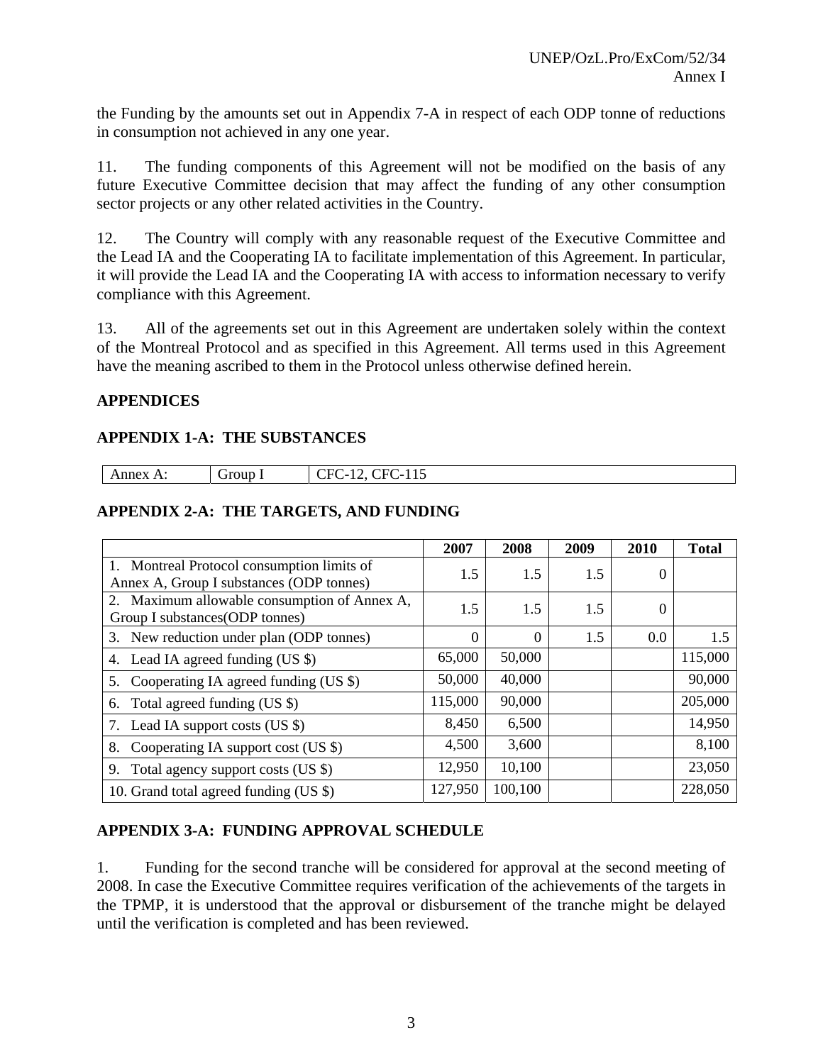the Funding by the amounts set out in Appendix 7-A in respect of each ODP tonne of reductions in consumption not achieved in any one year.

11. The funding components of this Agreement will not be modified on the basis of any future Executive Committee decision that may affect the funding of any other consumption sector projects or any other related activities in the Country.

12. The Country will comply with any reasonable request of the Executive Committee and the Lead IA and the Cooperating IA to facilitate implementation of this Agreement. In particular, it will provide the Lead IA and the Cooperating IA with access to information necessary to verify compliance with this Agreement.

13. All of the agreements set out in this Agreement are undertaken solely within the context of the Montreal Protocol and as specified in this Agreement. All terms used in this Agreement have the meaning ascribed to them in the Protocol unless otherwise defined herein.

## APPENDICES

### APPENDIX 1-A: THE SUBSTANCES

| Annex A: | Group I | CFC-12, CFC-115 |
|---|---|---|

### APPENDIX 2-A: THE TARGETS, AND FUNDING

| | 2007 | 2008 | 2009 | 2010 | Total |
|---|---|---|---|---|---|
| 1. Montreal Protocol consumption limits of Annex A, Group I substances (ODP tonnes) | 1.5 | 1.5 | 1.5 | 0 | |
| 2. Maximum allowable consumption of Annex A, Group I substances(ODP tonnes) | 1.5 | 1.5 | 1.5 | 0 | |
| 3. New reduction under plan (ODP tonnes) | 0 | 0 | 1.5 | 0.0 | 1.5 |
| 4. Lead IA agreed funding (US $) | 65,000 | 50,000 | | | 115,000 |
| 5. Cooperating IA agreed funding (US $) | 50,000 | 40,000 | | | 90,000 |
| 6. Total agreed funding (US $) | 115,000 | 90,000 | | | 205,000 |
| 7. Lead IA support costs (US $) | 8,450 | 6,500 | | | 14,950 |
| 8. Cooperating IA support cost (US $) | 4,500 | 3,600 | | | 8,100 |
| 9. Total agency support costs (US $) | 12,950 | 10,100 | | | 23,050 |
| 10. Grand total agreed funding (US $) | 127,950 | 100,100 | | | 228,050 |

### APPENDIX 3-A: FUNDING APPROVAL SCHEDULE

1. Funding for the second tranche will be considered for approval at the second meeting of 2008. In case the Executive Committee requires verification of the achievements of the targets in the TPMP, it is understood that the approval or disbursement of the tranche might be delayed until the verification is completed and has been reviewed.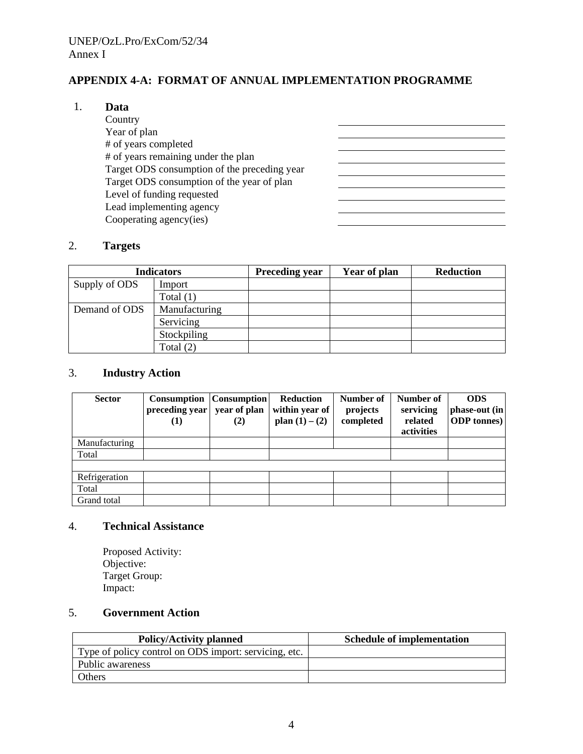## APPENDIX 4-A: FORMAT OF ANNUAL IMPLEMENTATION PROGRAMME

1. **Data**

| | |
|---|---|
| Country | |
| Year of plan | |
| # of years completed | |
| # of years remaining under the plan | |
| Target ODS consumption of the preceding year | |
| Target ODS consumption of the year of plan | |
| Level of funding requested | |
| Lead implementing agency | |
| Cooperating agency(ies) | |

2. **Targets**

| Indicators | | Preceding year | Year of plan | Reduction |
|---|---|---|---|---|
| Supply of ODS | Import | | | |
| | Total (1) | | | |
| Demand of ODS | Manufacturing | | | |
| | Servicing | | | |
| | Stockpiling | | | |
| | Total (2) | | | |

3. **Industry Action**

| Sector | Consumption preceding year (1) | Consumption year of plan (2) | Reduction within year of plan (1) – (2) | Number of projects completed | Number of servicing related activities | ODS phase-out (in ODP tonnes) |
|---|---|---|---|---|---|---|
| Manufacturing | | | | | | |
| Total | | | | | | |
| | | | | | | |
| Refrigeration | | | | | | |
| Total | | | | | | |
| Grand total | | | | | | |

4. **Technical Assistance**

Proposed Activity:
Objective:
Target Group:
Impact:

5. **Government Action**

| Policy/Activity planned | Schedule of implementation |
|---|---|
| Type of policy control on ODS import: servicing, etc. | |
| Public awareness | |
| Others | |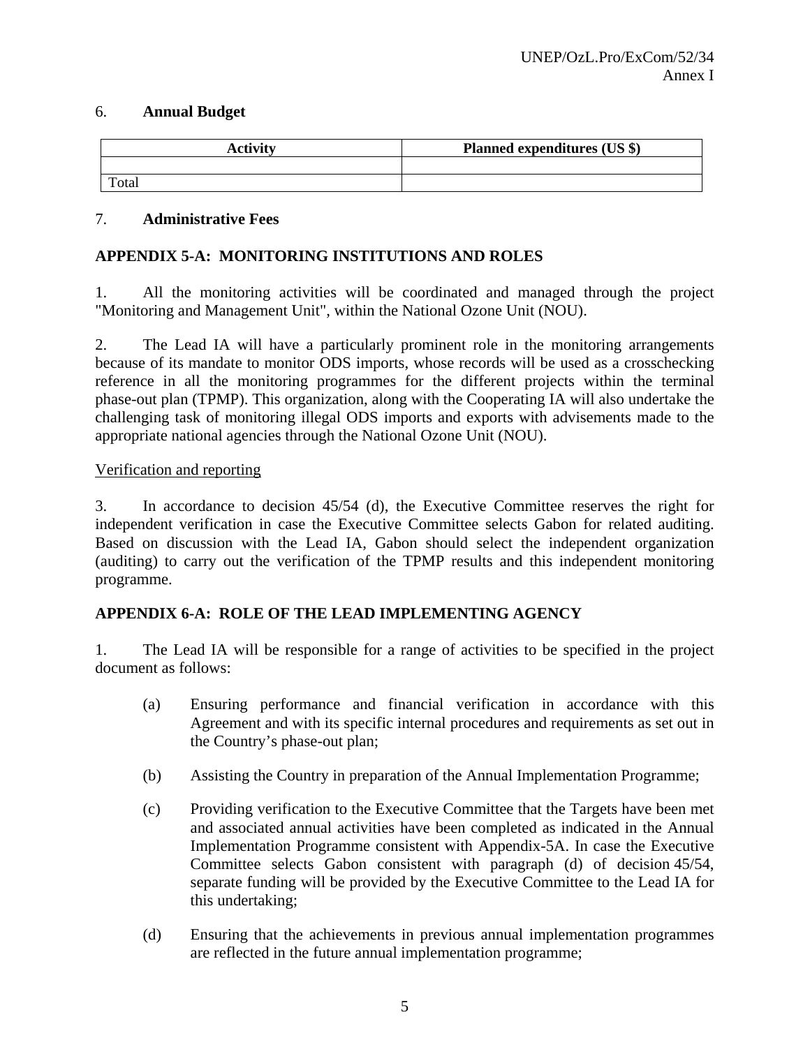6. **Annual Budget**

| Activity | Planned expenditures (US $) |
| --- | --- |
| | |
| Total | |

7. **Administrative Fees**

## APPENDIX 5-A: MONITORING INSTITUTIONS AND ROLES

1. All the monitoring activities will be coordinated and managed through the project "Monitoring and Management Unit", within the National Ozone Unit (NOU).

2. The Lead IA will have a particularly prominent role in the monitoring arrangements because of its mandate to monitor ODS imports, whose records will be used as a crosschecking reference in all the monitoring programmes for the different projects within the terminal phase-out plan (TPMP). This organization, along with the Cooperating IA will also undertake the challenging task of monitoring illegal ODS imports and exports with advisements made to the appropriate national agencies through the National Ozone Unit (NOU).

Verification and reporting

3. In accordance to decision 45/54 (d), the Executive Committee reserves the right for independent verification in case the Executive Committee selects Gabon for related auditing. Based on discussion with the Lead IA, Gabon should select the independent organization (auditing) to carry out the verification of the TPMP results and this independent monitoring programme.

## APPENDIX 6-A: ROLE OF THE LEAD IMPLEMENTING AGENCY

1. The Lead IA will be responsible for a range of activities to be specified in the project document as follows:

(a) Ensuring performance and financial verification in accordance with this Agreement and with its specific internal procedures and requirements as set out in the Country's phase-out plan;

(b) Assisting the Country in preparation of the Annual Implementation Programme;

(c) Providing verification to the Executive Committee that the Targets have been met and associated annual activities have been completed as indicated in the Annual Implementation Programme consistent with Appendix-5A. In case the Executive Committee selects Gabon consistent with paragraph (d) of decision 45/54, separate funding will be provided by the Executive Committee to the Lead IA for this undertaking;

(d) Ensuring that the achievements in previous annual implementation programmes are reflected in the future annual implementation programme;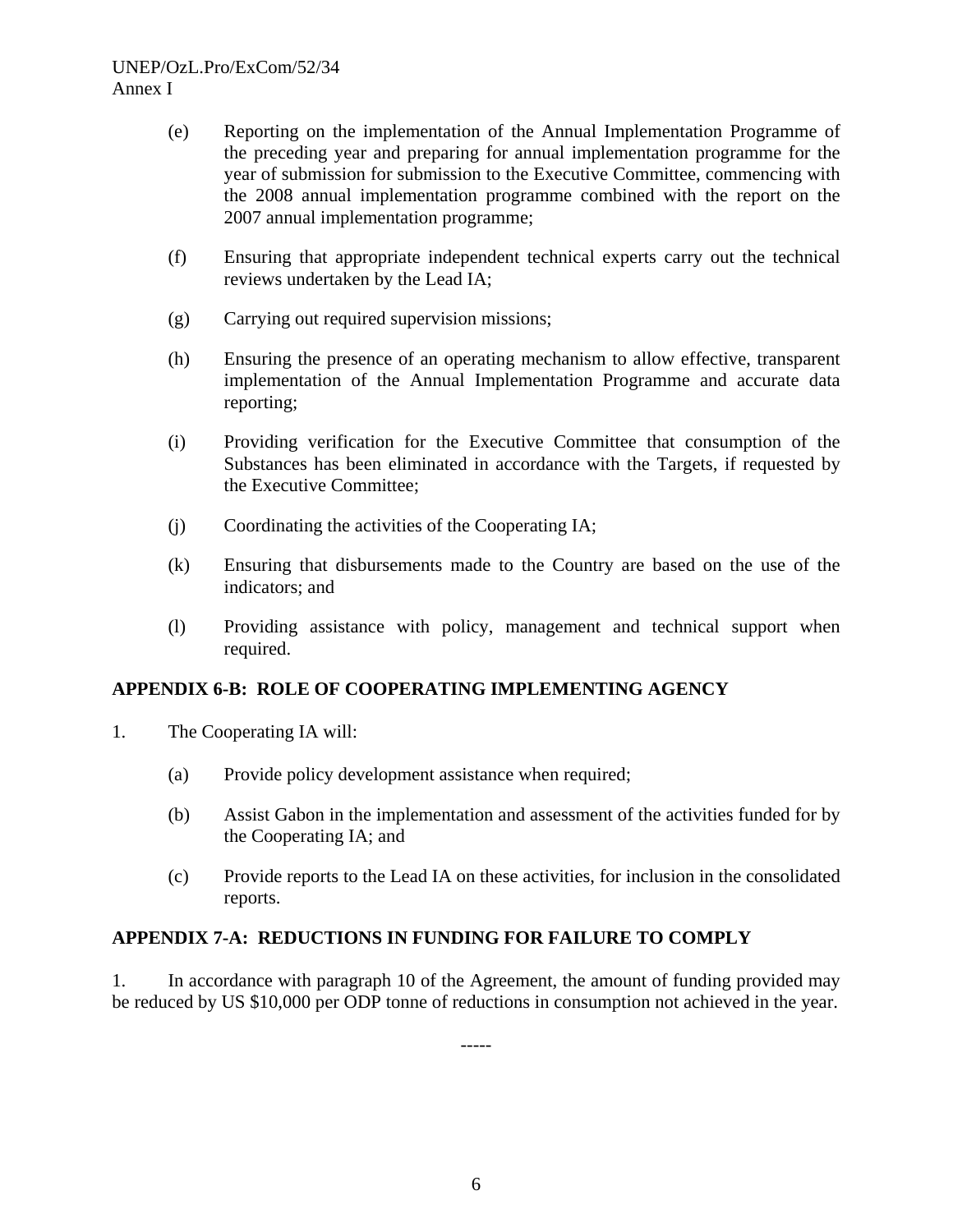(e) Reporting on the implementation of the Annual Implementation Programme of the preceding year and preparing for annual implementation programme for the year of submission for submission to the Executive Committee, commencing with the 2008 annual implementation programme combined with the report on the 2007 annual implementation programme;

(f) Ensuring that appropriate independent technical experts carry out the technical reviews undertaken by the Lead IA;

(g) Carrying out required supervision missions;

(h) Ensuring the presence of an operating mechanism to allow effective, transparent implementation of the Annual Implementation Programme and accurate data reporting;

(i) Providing verification for the Executive Committee that consumption of the Substances has been eliminated in accordance with the Targets, if requested by the Executive Committee;

(j) Coordinating the activities of the Cooperating IA;

(k) Ensuring that disbursements made to the Country are based on the use of the indicators; and

(l) Providing assistance with policy, management and technical support when required.

## APPENDIX 6-B: ROLE OF COOPERATING IMPLEMENTING AGENCY

1. The Cooperating IA will:

(a) Provide policy development assistance when required;

(b) Assist Gabon in the implementation and assessment of the activities funded for by the Cooperating IA; and

(c) Provide reports to the Lead IA on these activities, for inclusion in the consolidated reports.

## APPENDIX 7-A: REDUCTIONS IN FUNDING FOR FAILURE TO COMPLY

1. In accordance with paragraph 10 of the Agreement, the amount of funding provided may be reduced by US $10,000 per ODP tonne of reductions in consumption not achieved in the year.

-----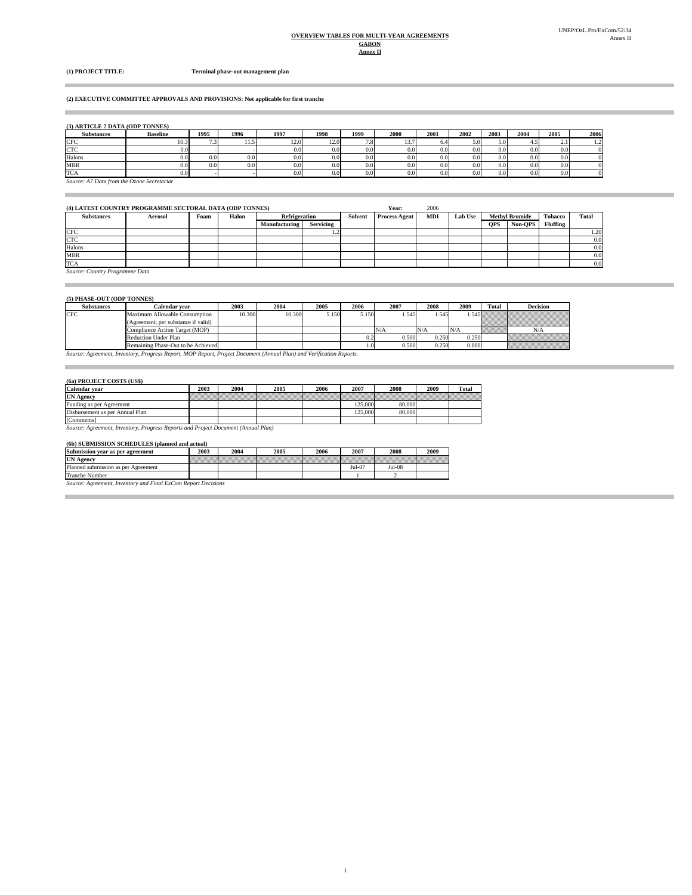**OVERVIEW TABLES FOR MULTI-YEAR AGREEMENTS**
**GABON**
**Annex II**

**(1) PROJECT TITLE:** **Terminal phase-out management plan**

**(2) EXECUTIVE COMMITTEE APPROVALS AND PROVISIONS: Not applicable for first tranche**

**(3) ARTICLE 7 DATA (ODP TONNES)**

| Substances | Baseline | 1995 | 1996 | 1997 | 1998 | 1999 | 2000 | 2001 | 2002 | 2003 | 2004 | 2005 | 2006 |
|---|---|---|---|---|---|---|---|---|---|---|---|---|---|
| CFC | 10.3 | 7.3 | 11.5 | 12.0 | 12.0 | 7.8 | 13.7 | 6.4 | 5.0 | 5.0 | 4.5 | 2.1 | 1.2 |
| CTC | 0.0 | - | - | 0.0 | 0.0 | 0.0 | 0.0 | 0.0 | 0.0 | 0.0 | 0.0 | 0.0 | 0 |
| Halons | 0.0 | 0.0 | 0.0 | 0.0 | 0.0 | 0.0 | 0.0 | 0.0 | 0.0 | 0.0 | 0.0 | 0.0 | 0 |
| MBR | 0.0 | 0.0 | 0.0 | 0.0 | 0.0 | 0.0 | 0.0 | 0.0 | 0.0 | 0.0 | 0.0 | 0.0 | 0 |
| TCA | 0.0 | - | - | 0.0 | 0.0 | 0.0 | 0.0 | 0.0 | 0.0 | 0.0 | 0.0 | 0.0 | 0 |

*Source: A7 Data from the Ozone Secretariat*

**(4) LATEST COUNTRY PROGRAMME SECTORAL DATA (ODP TONNES)** Year: 2006

| Substances | Aerosol | Foam | Halon | Refrigeration | | Solvent | Process Agent | MDI | Lab Use | Methyl Bromide | | Tobacco Fluffing | Total |
|---|---|---|---|---|---|---|---|---|---|---|---|---|---|
| | | | | Manufacturing | Servicing | | | | | QPS | Non-QPS | | |
| CFC | | | | | 1.2 | | | | | | | | 1.20 |
| CTC | | | | | | | | | | | | | 0.0 |
| Halons | | | | | | | | | | | | | 0.0 |
| MBR | | | | | | | | | | | | | 0.0 |
| TCA | | | | | | | | | | | | | 0.0 |

*Source: Country Programme Data*

**(5) PHASE-OUT (ODP TONNES)**

| Substances | Calendar year | 2003 | 2004 | 2005 | 2006 | 2007 | 2008 | 2009 | Total | Decision |
|---|---|---|---|---|---|---|---|---|---|---|
| CFC | Maximum Allowable Consumption (Agreement; per substance if valid) | 10.300 | 10.300 | 5.150 | 5.150 | 1.545 | 1.545 | 1.545 | | |
| | Compliance Action Target (MOP) | | | | | N/A | N/A | N/A | | N/A |
| | Reduction Under Plan | | | | 0.2 | 0.500 | 0.250 | 0.250 | | |
| | Remaining Phase-Out to be Achieved | | | | 1.0 | 0.500 | 0.250 | 0.000 | | |

*Source: Agreement, Inventory, Progress Report, MOP Report, Project Document (Annual Plan) and Verification Reports.*

**(6a) PROJECT COSTS (US$)**

| Calendar year | 2003 | 2004 | 2005 | 2006 | 2007 | 2008 | 2009 | Total |
|---|---|---|---|---|---|---|---|---|
| UN Agency | | | | | | | | |
| Funding as per Agreement | | | | | 125,000 | 80,000 | | |
| Disbursement as per Annual Plan | | | | | 125,000 | 80,000 | | |
| [Comments] | | | | | | | | |

*Source: Agreement, Inventory, Progress Reports and Project Document (Annual Plan)*

**(6b) SUBMISSION SCHEDULES (planned and actual)**

| Submission year as per agreement | 2003 | 2004 | 2005 | 2006 | 2007 | 2008 | 2009 |
|---|---|---|---|---|---|---|---|
| UN Agency | | | | | | | |
| Planned submission as per Agreement | | | | | Jul-07 | Jul-08 | |
| Tranche Number | | | | | 1 | 2 | |

*Source: Agreement, Inventory and Final ExCom Report Decisions*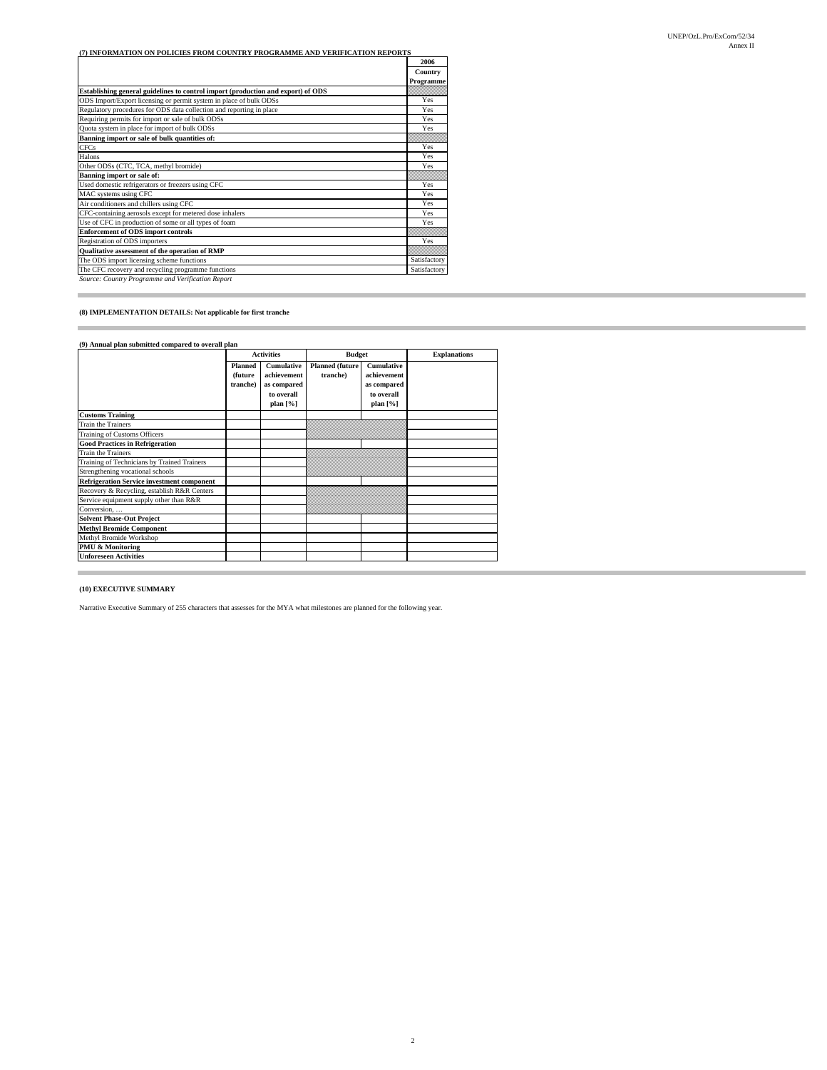**(7) INFORMATION ON POLICIES FROM COUNTRY PROGRAMME AND VERIFICATION REPORTS**

| | 2006 Country Programme |
|---|---|
| **Establishing general guidelines to control import (production and export) of ODS** | |
| ODS Import/Export licensing or permit system in place of bulk ODSs | Yes |
| Regulatory procedures for ODS data collection and reporting in place | Yes |
| Requiring permits for import or sale of bulk ODSs | Yes |
| Quota system in place for import of bulk ODSs | Yes |
| **Banning import or sale of bulk quantities of:** | |
| CFCs | Yes |
| Halons | Yes |
| Other ODSs (CTC, TCA, methyl bromide) | Yes |
| **Banning import or sale of:** | |
| Used domestic refrigerators or freezers using CFC | Yes |
| MAC systems using CFC | Yes |
| Air conditioners and chillers using CFC | Yes |
| CFC-containing aerosols except for metered dose inhalers | Yes |
| Use of CFC in production of some or all types of foam | Yes |
| **Enforcement of ODS import controls** | |
| Registration of ODS importers | Yes |
| **Qualitative assessment of the operation of RMP** | |
| The ODS import licensing scheme functions | Satisfactory |
| The CFC recovery and recycling programme functions | Satisfactory |

*Source: Country Programme and Verification Report*

**(8) IMPLEMENTATION DETAILS: Not applicable for first tranche**

**(9) Annual plan submitted compared to overall plan**

| | Activities | | Budget | | Explanations |
|---|---|---|---|---|---|
| | Planned (future tranche) | Cumulative achievement as compared to overall plan [%] | Planned (future tranche) | Cumulative achievement as compared to overall plan [%] | |
| **Customs Training** | | | | | |
| Train the Trainers | | | | | |
| Training of Customs Officers | | | | | |
| **Good Practices in Refrigeration** | | | | | |
| Train the Trainers | | | | | |
| Training of Technicians by Trained Trainers | | | | | |
| Strengthening vocational schools | | | | | |
| **Refrigeration Service investment component** | | | | | |
| Recovery & Recycling, establish R&R Centers | | | | | |
| Service equipment supply other than R&R | | | | | |
| Conversion, … | | | | | |
| **Solvent Phase-Out Project** | | | | | |
| **Methyl Bromide Component** | | | | | |
| Methyl Bromide Workshop | | | | | |
| **PMU & Monitoring** | | | | | |
| **Unforeseen Activities** | | | | | |

**(10) EXECUTIVE SUMMARY**

Narrative Executive Summary of 255 characters that assesses for the MYA what milestones are planned for the following year.